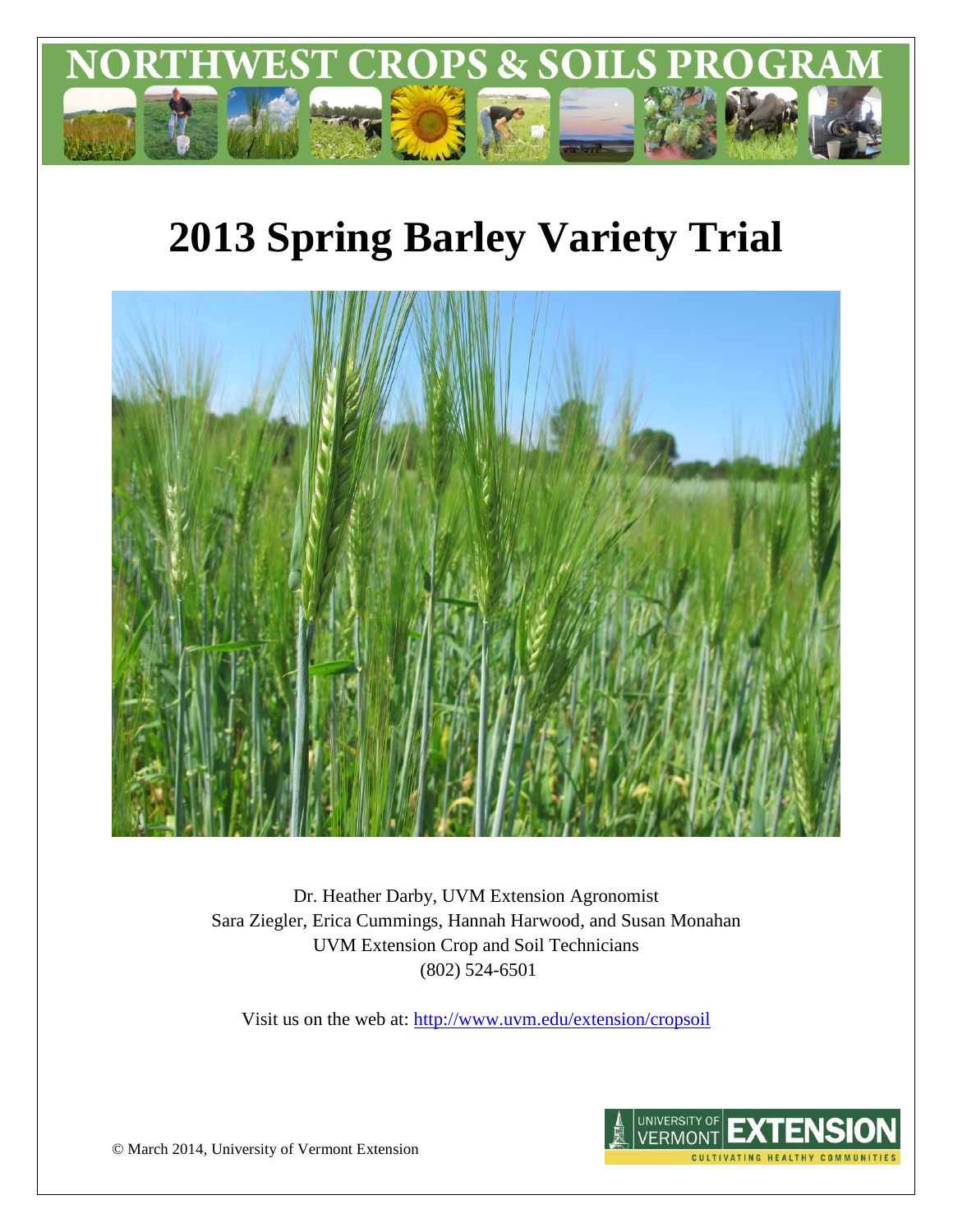NORTHWEST CROPS & SOILS PROGRAM

# 2013 Spring Barley Variety Trial

Dr. Heather Darby, UVM Extension Agronomist
Sara Ziegler, Erica Cummings, Hannah Harwood, and Susan Monahan
UVM Extension Crop and Soil Technicians
(802) 524-6501

Visit us on the web at: http://www.uvm.edu/extension/cropsoil

© March 2014, University of Vermont Extension

UNIVERSITY OF VERMONT EXTENSION
CULTIVATING HEALTHY COMMUNITIES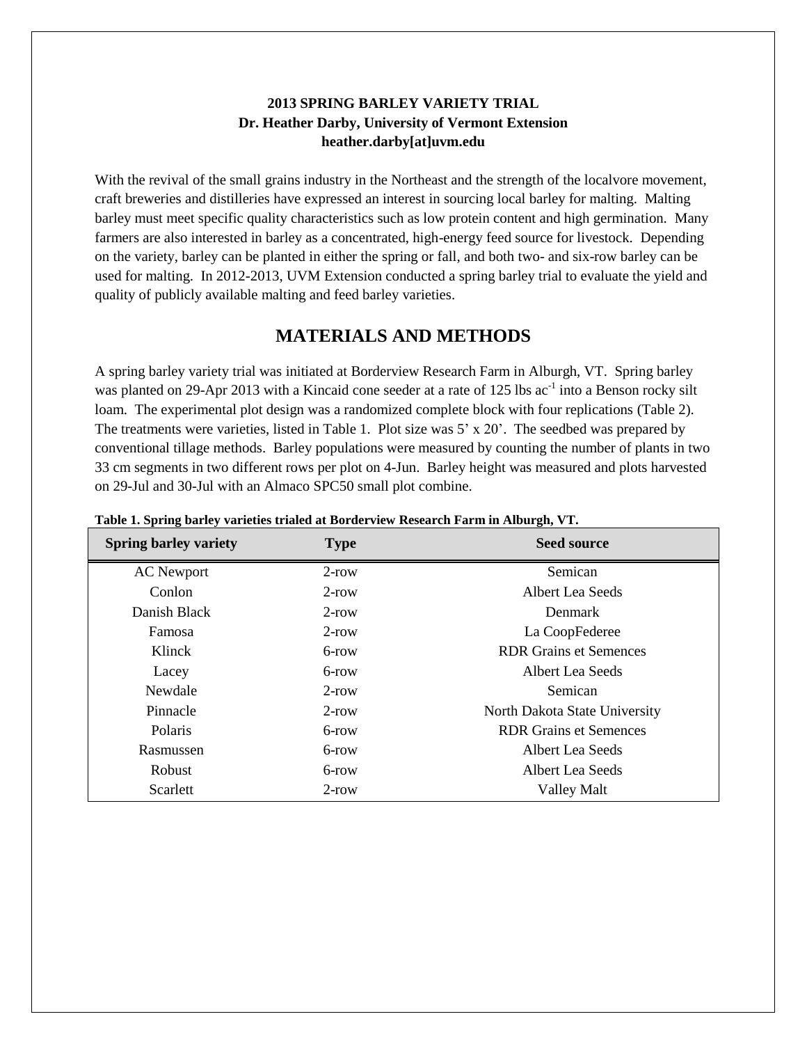**2013 SPRING BARLEY VARIETY TRIAL**
**Dr. Heather Darby, University of Vermont Extension**
**heather.darby[at]uvm.edu**

With the revival of the small grains industry in the Northeast and the strength of the localvore movement, craft breweries and distilleries have expressed an interest in sourcing local barley for malting. Malting barley must meet specific quality characteristics such as low protein content and high germination. Many farmers are also interested in barley as a concentrated, high-energy feed source for livestock. Depending on the variety, barley can be planted in either the spring or fall, and both two- and six-row barley can be used for malting. In 2012-2013, UVM Extension conducted a spring barley trial to evaluate the yield and quality of publicly available malting and feed barley varieties.

## MATERIALS AND METHODS

A spring barley variety trial was initiated at Borderview Research Farm in Alburgh, VT. Spring barley was planted on 29-Apr 2013 with a Kincaid cone seeder at a rate of 125 lbs $ac^{-1}$ into a Benson rocky silt loam. The experimental plot design was a randomized complete block with four replications (Table 2). The treatments were varieties, listed in Table 1. Plot size was 5' x 20'. The seedbed was prepared by conventional tillage methods. Barley populations were measured by counting the number of plants in two 33 cm segments in two different rows per plot on 4-Jun. Barley height was measured and plots harvested on 29-Jul and 30-Jul with an Almaco SPC50 small plot combine.

**Table 1. Spring barley varieties trialed at Borderview Research Farm in Alburgh, VT.**

| Spring barley variety | Type | Seed source |
|---|---|---|
| AC Newport | 2-row | Semican |
| Conlon | 2-row | Albert Lea Seeds |
| Danish Black | 2-row | Denmark |
| Famosa | 2-row | La CoopFederee |
| Klinck | 6-row | RDR Grains et Semences |
| Lacey | 6-row | Albert Lea Seeds |
| Newdale | 2-row | Semican |
| Pinnacle | 2-row | North Dakota State University |
| Polaris | 6-row | RDR Grains et Semences |
| Rasmussen | 6-row | Albert Lea Seeds |
| Robust | 6-row | Albert Lea Seeds |
| Scarlett | 2-row | Valley Malt |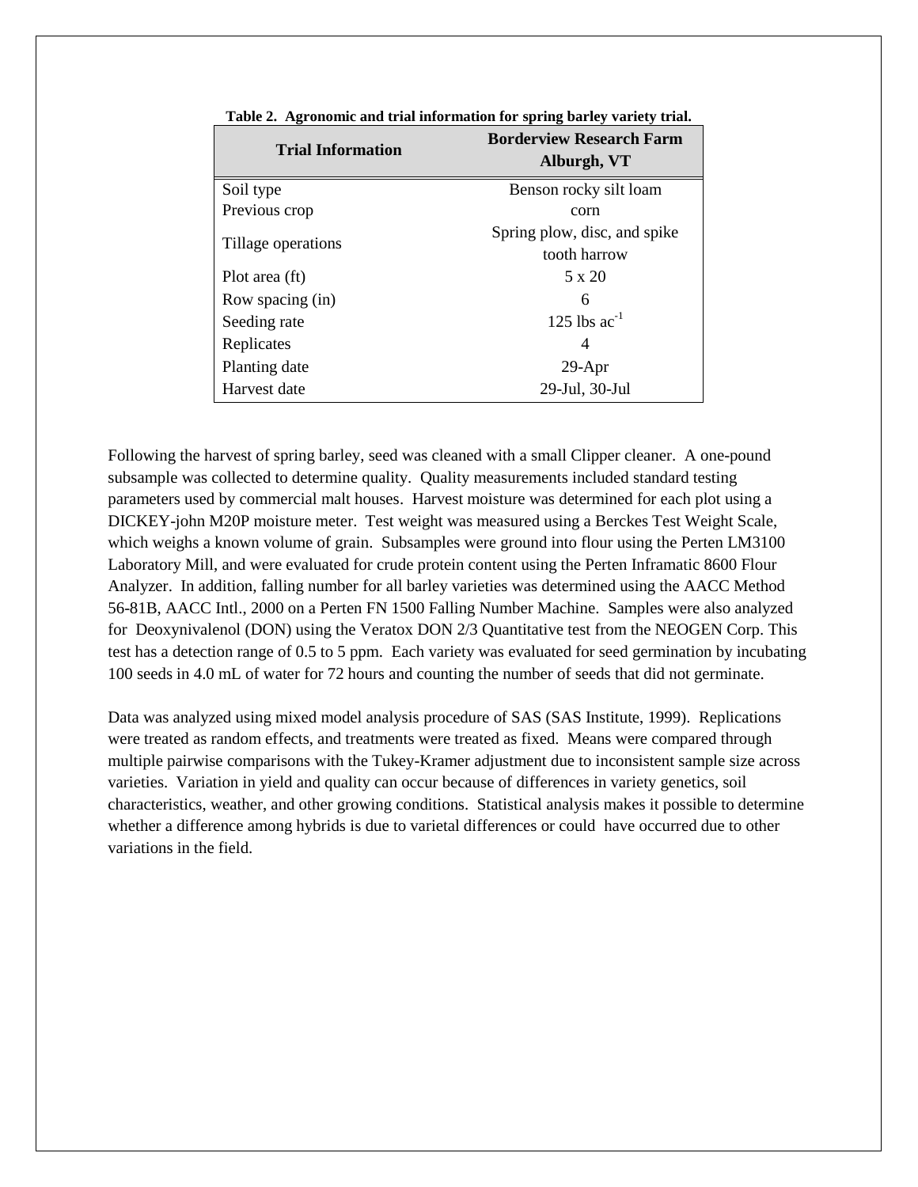**Table 2. Agronomic and trial information for spring barley variety trial.**

| Trial Information | Borderview Research Farm Alburgh, VT |
|---|---|
| Soil type | Benson rocky silt loam |
| Previous crop | corn |
| Tillage operations | Spring plow, disc, and spike tooth harrow |
| Plot area (ft) | 5 x 20 |
| Row spacing (in) | 6 |
| Seeding rate | 125 lbs $ac^{-1}$ |
| Replicates | 4 |
| Planting date | 29-Apr |
| Harvest date | 29-Jul, 30-Jul |

Following the harvest of spring barley, seed was cleaned with a small Clipper cleaner. A one-pound subsample was collected to determine quality. Quality measurements included standard testing parameters used by commercial malt houses. Harvest moisture was determined for each plot using a DICKEY-john M20P moisture meter. Test weight was measured using a Berckes Test Weight Scale, which weighs a known volume of grain. Subsamples were ground into flour using the Perten LM3100 Laboratory Mill, and were evaluated for crude protein content using the Perten Inframatic 8600 Flour Analyzer. In addition, falling number for all barley varieties was determined using the AACC Method 56-81B, AACC Intl., 2000 on a Perten FN 1500 Falling Number Machine. Samples were also analyzed for Deoxynivalenol (DON) using the Veratox DON 2/3 Quantitative test from the NEOGEN Corp. This test has a detection range of 0.5 to 5 ppm. Each variety was evaluated for seed germination by incubating 100 seeds in 4.0 mL of water for 72 hours and counting the number of seeds that did not germinate.

Data was analyzed using mixed model analysis procedure of SAS (SAS Institute, 1999). Replications were treated as random effects, and treatments were treated as fixed. Means were compared through multiple pairwise comparisons with the Tukey-Kramer adjustment due to inconsistent sample size across varieties. Variation in yield and quality can occur because of differences in variety genetics, soil characteristics, weather, and other growing conditions. Statistical analysis makes it possible to determine whether a difference among hybrids is due to varietal differences or could have occurred due to other variations in the field.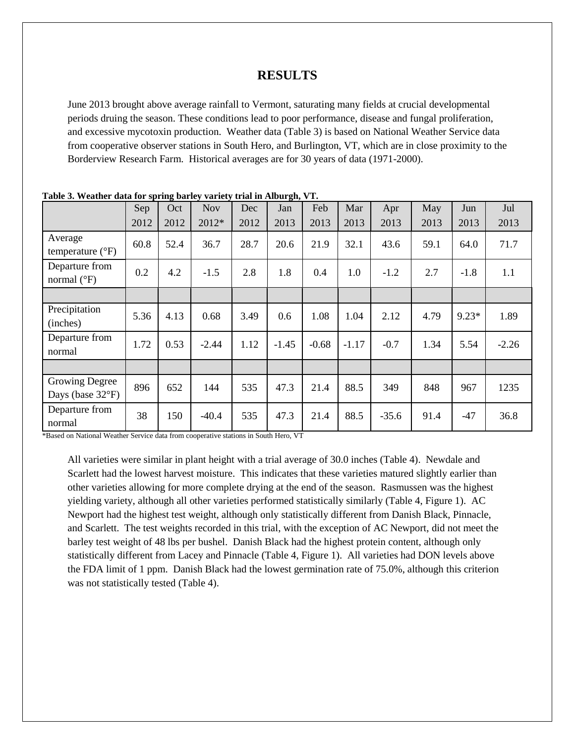# RESULTS

June 2013 brought above average rainfall to Vermont, saturating many fields at crucial developmental periods druing the season. These conditions lead to poor performance, disease and fungal proliferation, and excessive mycotoxin production. Weather data (Table 3) is based on National Weather Service data from cooperative observer stations in South Hero, and Burlington, VT, which are in close proximity to the Borderview Research Farm. Historical averages are for 30 years of data (1971-2000).

**Table 3. Weather data for spring barley variety trial in Alburgh, VT.**

| | Sep 2012 | Oct 2012 | Nov 2012* | Dec 2012 | Jan 2013 | Feb 2013 | Mar 2013 | Apr 2013 | May 2013 | Jun 2013 | Jul 2013 |
|---|---|---|---|---|---|---|---|---|---|---|---|
| Average temperature (°F) | 60.8 | 52.4 | 36.7 | 28.7 | 20.6 | 21.9 | 32.1 | 43.6 | 59.1 | 64.0 | 71.7 |
| Departure from normal (°F) | 0.2 | 4.2 | -1.5 | 2.8 | 1.8 | 0.4 | 1.0 | -1.2 | 2.7 | -1.8 | 1.1 |
| | | | | | | | | | | | |
| Precipitation (inches) | 5.36 | 4.13 | 0.68 | 3.49 | 0.6 | 1.08 | 1.04 | 2.12 | 4.79 | 9.23* | 1.89 |
| Departure from normal | 1.72 | 0.53 | -2.44 | 1.12 | -1.45 | -0.68 | -1.17 | -0.7 | 1.34 | 5.54 | -2.26 |
| | | | | | | | | | | | |
| Growing Degree Days (base 32°F) | 896 | 652 | 144 | 535 | 47.3 | 21.4 | 88.5 | 349 | 848 | 967 | 1235 |
| Departure from normal | 38 | 150 | -40.4 | 535 | 47.3 | 21.4 | 88.5 | -35.6 | 91.4 | -47 | 36.8 |

*Based on National Weather Service data from cooperative stations in South Hero, VT

All varieties were similar in plant height with a trial average of 30.0 inches (Table 4). Newdale and Scarlett had the lowest harvest moisture. This indicates that these varieties matured slightly earlier than other varieties allowing for more complete drying at the end of the season. Rasmussen was the highest yielding variety, although all other varieties performed statistically similarly (Table 4, Figure 1). AC Newport had the highest test weight, although only statistically different from Danish Black, Pinnacle, and Scarlett. The test weights recorded in this trial, with the exception of AC Newport, did not meet the barley test weight of 48 lbs per bushel. Danish Black had the highest protein content, although only statistically different from Lacey and Pinnacle (Table 4, Figure 1). All varieties had DON levels above the FDA limit of 1 ppm. Danish Black had the lowest germination rate of 75.0%, although this criterion was not statistically tested (Table 4).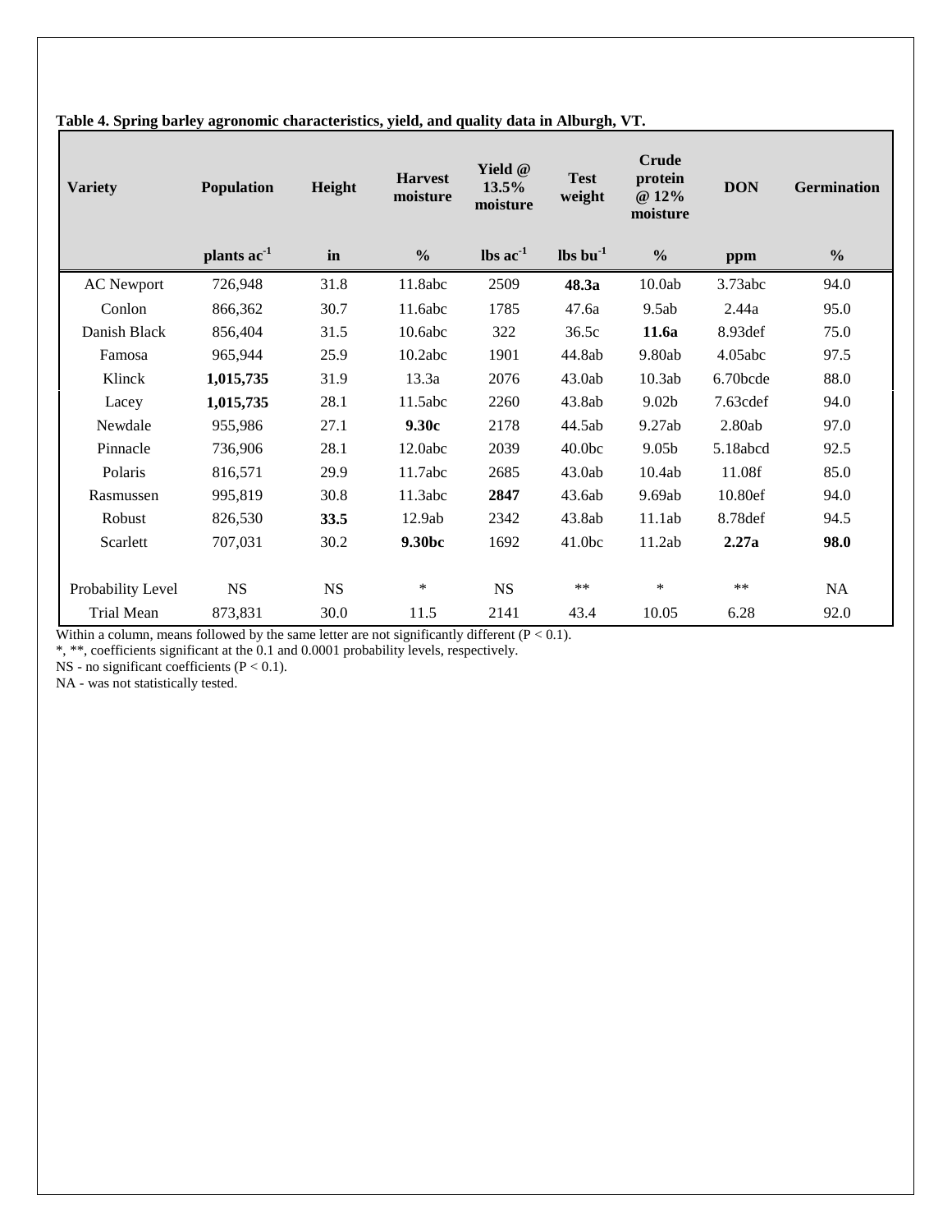**Table 4. Spring barley agronomic characteristics, yield, and quality data in Alburgh, VT.**

| Variety | Population | Height | Harvest moisture | Yield @ 13.5% moisture | Test weight | Crude protein @ 12% moisture | DON | Germination |
|---|---|---|---|---|---|---|---|---|
| | plants ac$^{-1}$ | in | % | lbs ac$^{-1}$ | lbs bu$^{-1}$ | % | ppm | % |
| AC Newport | 726,948 | 31.8 | 11.8abc | 2509 | **48.3a** | 10.0ab | 3.73abc | 94.0 |
| Conlon | 866,362 | 30.7 | 11.6abc | 1785 | 47.6a | 9.5ab | 2.44a | 95.0 |
| Danish Black | 856,404 | 31.5 | 10.6abc | 322 | 36.5c | **11.6a** | 8.93def | 75.0 |
| Famosa | 965,944 | 25.9 | 10.2abc | 1901 | 44.8ab | 9.80ab | 4.05abc | 97.5 |
| Klinck | **1,015,735** | 31.9 | 13.3a | 2076 | 43.0ab | 10.3ab | 6.70bcde | 88.0 |
| Lacey | **1,015,735** | 28.1 | 11.5abc | 2260 | 43.8ab | 9.02b | 7.63cdef | 94.0 |
| Newdale | 955,986 | 27.1 | **9.30c** | 2178 | 44.5ab | 9.27ab | 2.80ab | 97.0 |
| Pinnacle | 736,906 | 28.1 | 12.0abc | 2039 | 40.0bc | 9.05b | 5.18abcd | 92.5 |
| Polaris | 816,571 | 29.9 | 11.7abc | 2685 | 43.0ab | 10.4ab | 11.08f | 85.0 |
| Rasmussen | 995,819 | 30.8 | 11.3abc | **2847** | 43.6ab | 9.69ab | 10.80ef | 94.0 |
| Robust | 826,530 | **33.5** | 12.9ab | 2342 | 43.8ab | 11.1ab | 8.78def | 94.5 |
| Scarlett | 707,031 | 30.2 | **9.30bc** | 1692 | 41.0bc | 11.2ab | **2.27a** | **98.0** |
| Probability Level | NS | NS | * | NS | ** | * | ** | NA |
| Trial Mean | 873,831 | 30.0 | 11.5 | 2141 | 43.4 | 10.05 | 6.28 | 92.0 |

Within a column, means followed by the same letter are not significantly different ($P < 0.1$).
*, **, coefficients significant at the 0.1 and 0.0001 probability levels, respectively.
NS - no significant coefficients ($P < 0.1$).
NA - was not statistically tested.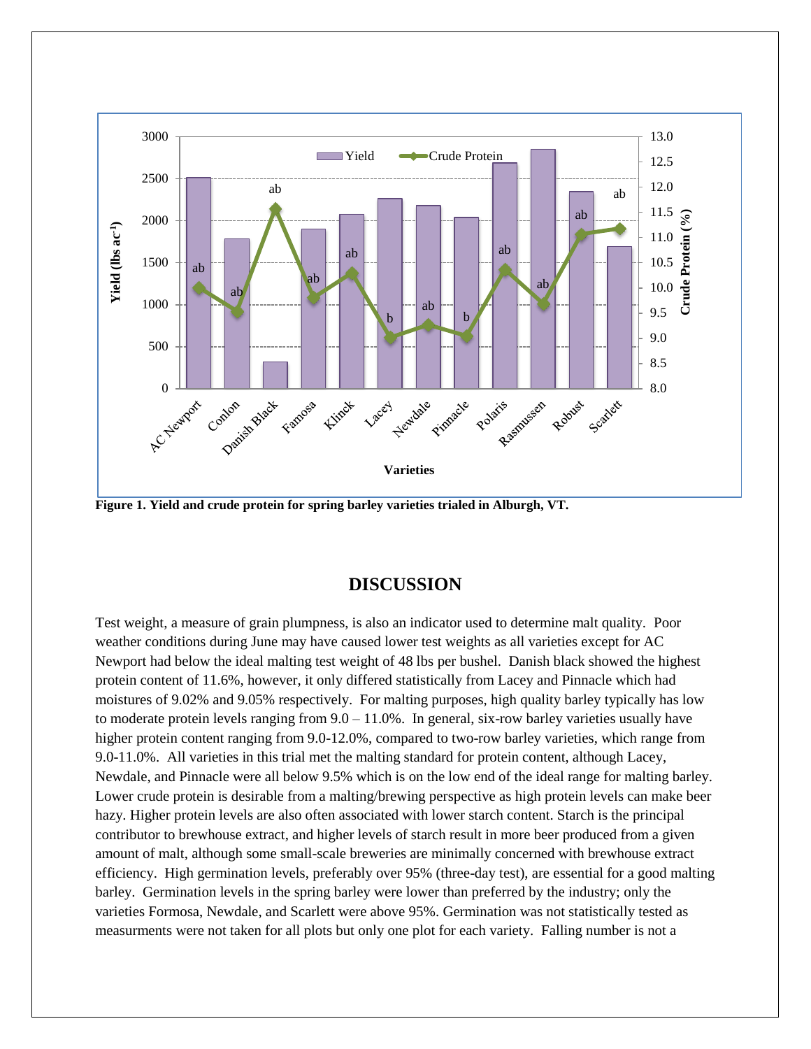Figure 1. Yield and crude protein for spring barley varieties trialed in Alburgh, VT.

## DISCUSSION

Test weight, a measure of grain plumpness, is also an indicator used to determine malt quality. Poor weather conditions during June may have caused lower test weights as all varieties except for AC Newport had below the ideal malting test weight of 48 lbs per bushel. Danish black showed the highest protein content of 11.6%, however, it only differed statistically from Lacey and Pinnacle which had moistures of 9.02% and 9.05% respectively. For malting purposes, high quality barley typically has low to moderate protein levels ranging from 9.0 – 11.0%. In general, six-row barley varieties usually have higher protein content ranging from 9.0-12.0%, compared to two-row barley varieties, which range from 9.0-11.0%. All varieties in this trial met the malting standard for protein content, although Lacey, Newdale, and Pinnacle were all below 9.5% which is on the low end of the ideal range for malting barley. Lower crude protein is desirable from a malting/brewing perspective as high protein levels can make beer hazy. Higher protein levels are also often associated with lower starch content. Starch is the principal contributor to brewhouse extract, and higher levels of starch result in more beer produced from a given amount of malt, although some small-scale breweries are minimally concerned with brewhouse extract efficiency. High germination levels, preferably over 95% (three-day test), are essential for a good malting barley. Germination levels in the spring barley were lower than preferred by the industry; only the varieties Formosa, Newdale, and Scarlett were above 95%. Germination was not statistically tested as measurments were not taken for all plots but only one plot for each variety. Falling number is not a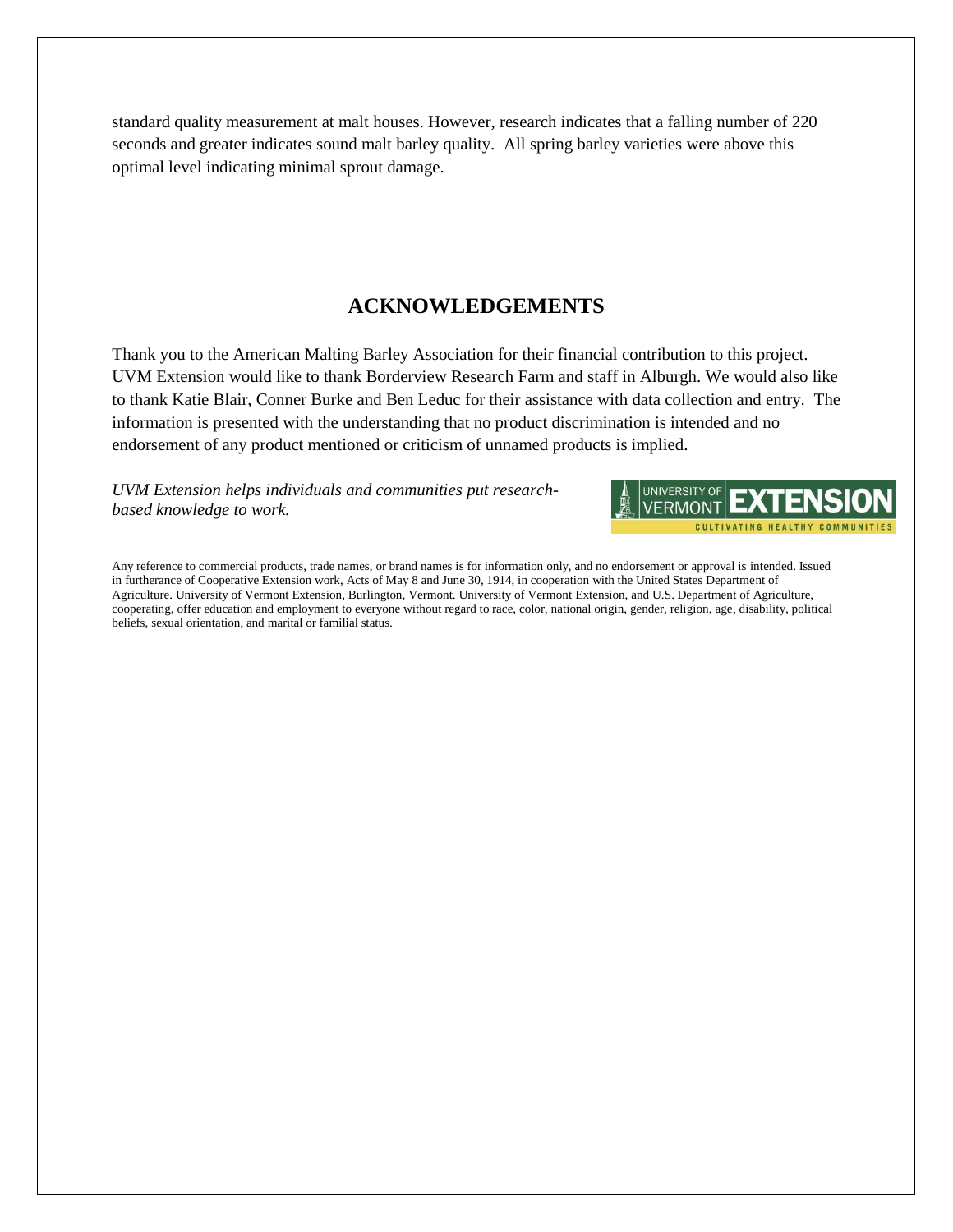standard quality measurement at malt houses. However, research indicates that a falling number of 220 seconds and greater indicates sound malt barley quality. All spring barley varieties were above this optimal level indicating minimal sprout damage.

## ACKNOWLEDGEMENTS

Thank you to the American Malting Barley Association for their financial contribution to this project. UVM Extension would like to thank Borderview Research Farm and staff in Alburgh. We would also like to thank Katie Blair, Conner Burke and Ben Leduc for their assistance with data collection and entry. The information is presented with the understanding that no product discrimination is intended and no endorsement of any product mentioned or criticism of unnamed products is implied.

*UVM Extension helps individuals and communities put research-based knowledge to work.*

Any reference to commercial products, trade names, or brand names is for information only, and no endorsement or approval is intended. Issued in furtherance of Cooperative Extension work, Acts of May 8 and June 30, 1914, in cooperation with the United States Department of Agriculture. University of Vermont Extension, Burlington, Vermont. University of Vermont Extension, and U.S. Department of Agriculture, cooperating, offer education and employment to everyone without regard to race, color, national origin, gender, religion, age, disability, political beliefs, sexual orientation, and marital or familial status.